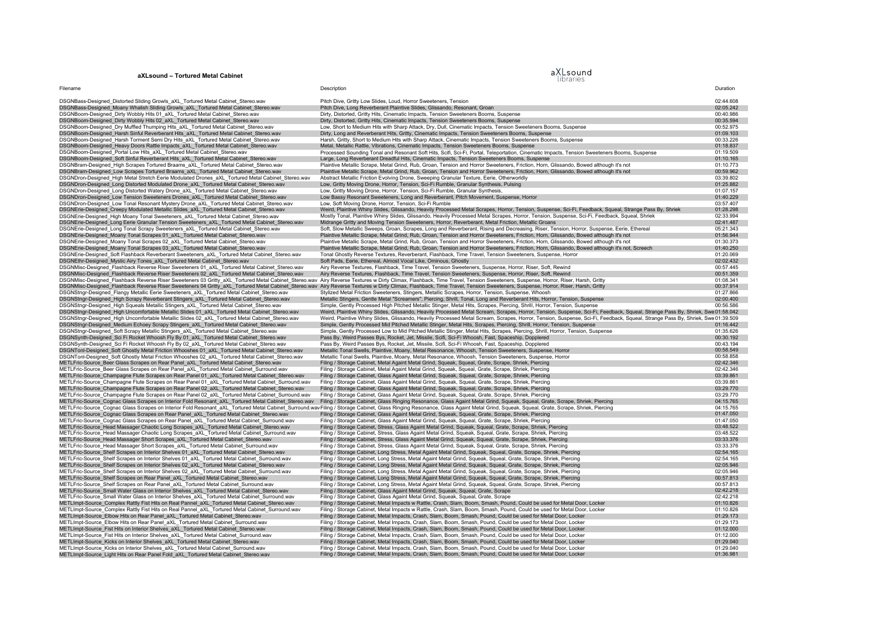# aXLsound – Tortured Metal Cabinet

aXLsound libraries

| Filename | Description | Duration |
|---|---|---|
| DSGNBass-Designed_Distorted Sliding Growls_aXL_Tortured Metal Cabinet_Stereo.wav | Pitch Dive, Gritty Low Slides, Loud, Horror Sweeteners, Tension | 02:44.608 |
| DSGNBass-Designed_Moany Whalish Sliding Growls_aXL_Tortured Metal Cabinet_Stereo.wav | Pitch Dive, Long Reverberant Plaintive Slides, Glissando, Resonant, Groan | 02:05.242 |
| DSGNBoom-Designed_Dirty Wobbly Hits 01_aXL_Tortured Metal Cabinet_Stereo.wav | Dirty, Distorted, Gritty Hits, Cinematic Impacts, Tension Sweeteners Booms, Suspense | 00:40.986 |
| DSGNBoom-Designed_Dirty Wobbly Hits 02_aXL_Tortured Metal Cabinet_Stereo.wav | Dirty, Distorted, Gritty Hits, Cinematic Impacts, Tension Sweeteners Booms, Suspense | 00:35.594 |
| DSGNBoom-Designed_Dry Muffled Thumping Hits_aXL_Tortured Metal Cabinet_Stereo.wav | Low, Short to Medium Hits with Sharp Attack, Dry, Dull, Cinematic Impacts, Tension Sweeteners Booms, Suspense | 00:52.975 |
| DSGNBoom-Designed_Harsh Sinful Reverberant Hits_aXL_Tortured Metal Cabinet_Stereo.wav | Dirty, Long and Reverberant Hits, Gritty, Cinematic Impacts, Tension Sweeteners Booms, Suspense | 01:09.103 |
| DSGNBoom-Designed_Harsh Torment Semi Dry Hits_aXL_Tortured Metal Cabinet_Stereo.wav | Harsh, Gritty, Short to Medium Hits with Sharp Attack, Cinematic Impacts, Tension Sweeteners Booms, Suspense | 00:33.226 |
| DSGNBoom-Designed_Heavy Doors Rattle Impacts_aXL_Tortured Metal Cabinet_Stereo.wav | Metal, Metallic Rattle, Vibrations, Cinematic Impacts, Tension Sweeteners Booms, Suspense | 01:18.837 |
| DSGNBoom-Designed_Portal Low Hits_aXL_Tortured Metal Cabinet_Stereo.wav | Processed Sounding Tonal and Resonant Soft Hits, Scifi, Sci-Fi, Portal, Teleportation, Cinematic Impacts, Tension Sweeteners Booms, Suspense | 01:19.509 |
| DSGNBoom-Designed_Soft Sinful Reverberant Hits_aXL_Tortured Metal Cabinet_Stereo.wav | Large, Long Reverberant Dreadful Hits, Cinematic Impacts, Tension Sweeteners Booms, Suspense | 01:10.165 |
| DSGNBram-Designed_High Scrapes Tortured Braams_aXL_Tortured Metal Cabinet_Stereo.wav | Plaintive Metallic Scrape, Metal Grind, Rub, Groan, Tension and Horror Sweeteners, Friction, Horn, Glissando, Bowed although it's not | 01:10.773 |
| DSGNBram-Designed_Low Scrapes Tortured Braams_aXL_Tortured Metal Cabinet_Stereo.wav | Plaintive Metallic Scrape, Metal Grind, Rub, Groan, Tension and Horror Sweeteners, Friction, Horn, Glissando, Bowed although it's not | 00:59.962 |
| DSGNDron-Designed_High Metal Stretch Eerie Modulated Drones_aXL_Tortured Metal Cabinet_Stereo.wav | Abstract Metallic Friction Evolving Drone, Sweeping Granular Texture, Eerie, Otherworldly | 03:39.802 |
| DSGNDron-Designed_Long Distorted Modulated Drone_aXL_Tortured Metal Cabinet_Stereo.wav | Low, Gritty Moving Drone, Horror, Tension, Sci-Fi Rumble, Granular Synthesis, Pulsing | 01:25.882 |
| DSGNDron-Designed_Long Distorted Watery Drone_aXL_Tortured Metal Cabinet_Stereo.wav | Low, Gritty Moving Drone, Horror, Tension, Sci-Fi Rumble, Granular Synthesis, | 01:07.157 |
| DSGNDron-Designed_Low Tension Sweeteners Drones_aXL_Tortured Metal Cabinet_Stereo.wav | Low Bassy Resonant Sweeteners, Long and Reverberant, Pitch Movement, Suspense, Horror | 01:40.229 |
| DSGNDron-Designed_Low Tonal Resonant Mystery Drone_aXL_Tortured Metal Cabinet_Stereo.wav | Low, Soft Moving Drone, Horror, Tension, Sci-Fi Rumble | 03:57.407 |
| DSGNErie-Designed_Creepy Modulated Metallic Slides_aXL_Tortured Metal Cabinet_Stereo.wav | Weird, Plaintive Whiny Slides, Glissando, Heavily Processed Metal Scrapes, Horror, Tension, Suspense, Sci-Fi, Feedback, Squeal, Strange Pass By, Shriek | 01:28.298 |
| DSGNErie-Designed_High Moany Tonal Sweeteners_aXL_Tortured Metal Cabinet_Stereo.wav | Mostly Tonal, Plaintive Whiny Slides, Glissando, Heavily Processed Metal Scrapes, Horror, Tension, Suspense, Sci-Fi, Feedback, Squeal, Shriek | 02:33.994 |
| DSGNErie-Designed_Long Eerie Granular Tension Sweeteners_aXL_Tortured Metal Cabinet_Stereo.wav | Midrange Gritty and Moving Tension Sweeteners, Horror, Reverberant, Metal Friction, Metallic Groans | 02:41.487 |
| DSGNErie-Designed_Long Tonal Scrapy Sweeteners_aXL_Tortured Metal Cabinet_Stereo.wav | Soft, Slow Metallic Sweeps, Groan, Scrapes, Long and Reverberant, Rising and Decreasing, Riser, Tension, Horror, Suspense, Eerie, Ethereal | 05:21.343 |
| DSGNErie-Designed_Moany Tonal Scrapes 01_aXL_Tortured Metal Cabinet_Stereo.wav | Plaintive Metallic Scrape, Metal Grind, Rub, Groan, Tension and Horror Sweeteners, Friction, Horn, Glissando, Bowed although it's not | 01:56.944 |
| DSGNErie-Designed_Moany Tonal Scrapes 02_aXL_Tortured Metal Cabinet_Stereo.wav | Plaintive Metallic Scrape, Metal Grind, Rub, Groan, Tension and Horror Sweeteners, Friction, Horn, Glissando, Bowed although it's not | 01:30.373 |
| DSGNErie-Designed_Moany Tonal Scrapes 03_aXL_Tortured Metal Cabinet_Stereo.wav | Plaintive Metallic Scrape, Metal Grind, Rub, Groan, Tension and Horror Sweeteners, Friction, Horn, Glissando, Bowed although it's not, Screech | 01:40.250 |
| DSGNErie-Designed_Soft Flashback Reverberant Sweeteners_aXL_Tortured Metal Cabinet_Stereo.wav | Tonal Ghostly Reverse Textures, Reverberant, Flashback, Time Travel, Tension Sweeteners, Suspense, Horror | 01:20.069 |
| DSGNEthr-Designed_Mystic Airy Tones_aXL_Tortured Metal Cabinet_Stereo.wav | Soft Pads, Eerie, Ethereal, Almost Vocal Like, Ominous, Ghostly | 02:02.432 |
| DSGNMisc-Designed_Flashback Reverse Riser Sweeteners 01_aXL_Tortured Metal Cabinet_Stereo.wav | Airy Reverse Textures, Flashback, Time Travel, Tension Sweeteners, Suspense, Horror, Riser, Soft, Rewind | 00:57.445 |
| DSGNMisc-Designed_Flashback Reverse Riser Sweeteners 02_aXL_Tortured Metal Cabinet_Stereo.wav | Airy Reverse Textures, Flashback, Time Travel, Tension Sweeteners, Suspense, Horror, Riser, Soft, Rewind | 00:51.359 |
| DSGNMisc-Designed_Flashback Reverse Riser Sweeteners 03 Gritty_aXL_Tortured Metal Cabinet_Stereo.wav | Airy Reverse Textures w Dirty Climax, Flashback, Time Travel, Tension Sweeteners, Suspense, Horror, Riser, Harsh, Gritty | 01:08.341 |
| DSGNMisc-Designed_Flashback Reverse Riser Sweeteners 04 Gritty_aXL_Tortured Metal Cabinet_Stereo.wav | Airy Reverse Textures w Dirty Climax, Flashback, Time Travel, Tension Sweeteners, Suspense, Horror, Riser, Harsh, Gritty | 00:37.914 |
| DSGNStngr-Designed_Flangy Metallic Eerie Sweeteners_aXL_Tortured Metal Cabinet_Stereo.wav | Stylized Metal Friction Sweeteners, Stingers, Metallic Scrapes, Horror, Tension, Suspense, Whoosh | 01:27.866 |
| DSGNStngr-Designed_High Scrapy Reverberant Stingers_aXL_Tortured Metal Cabinet_Stereo.wav | Metallic Stingers, Gentle Metal "Screamers", Piercing, Shrill, Tonal, Long and Reverberant Hits, Horror, Tension, Suspense | 02:00.400 |
| DSGNStngr-Designed_High Squeals Metallic Stingers_aXL_Tortured Metal Cabinet_Stereo.wav | Simple, Gently Processed High Pitched Metallic Stinger, Metal Hits, Scrapes, Piercing, Shrill, Horror, Tension, Suspense | 00:56.586 |
| DSGNStngr-Designed_High Uncomfortable Metallic Slides 01_aXL_Tortured Metal Cabinet_Stereo.wav | Weird, Plaintive Whiny Slides, Glissando, Heavily Processed Metal Scream, Scrapes, Horror, Tension, Suspense, Sci-Fi, Feedback, Squeal, Strange Pass By, Shriek, Swe | 01:58.042 |
| DSGNStngr-Designed_High Uncomfortable Metallic Slides 02_aXL_Tortured Metal Cabinet_Stereo.wav | Weird, Plaintive Whiny Slides, Glissando, Heavily Processed Metal Scream, Scrapes, Horror, Tension, Suspense, Sci-Fi, Feedback, Squeal, Strange Pass By, Shriek, Swe | 01:39.509 |
| DSGNStngr-Designed_Medium Echoey Scrapy Stingers_aXL_Tortured Metal Cabinet_Stereo.wav | Simple, Gently Processed Mid Pitched Metallic Stinger, Metal Hits, Scrapes, Piercing, Shrill, Horror, Tension, Suspense | 01:16.442 |
| DSGNStngr-Designed_Soft Scrapy Metallic Stingers_aXL_Tortured Metal Cabinet_Stereo.wav | Simple, Gently Processed Low to Mid Pitched Metallic Stinger, Metal Hits, Scrapes, Piercing, Shrill, Horror, Tension, Suspense | 01:35.626 |
| DSGNSynth-Designed_Sci Fi Rocket Whoosh Fly By 01_aXL_Tortured Metal Cabinet_Stereo.wav | Pass By, Weird Passes Bys, Rocket, Jet, Missile, Scifi, Sci-Fi Whoosh, Fast, Spaceship, Dopplered | 00:30.192 |
| DSGNSynth-Designed_Sci Fi Rocket Whoosh Fly By 02_aXL_Tortured Metal Cabinet_Stereo.wav | Pass By, Weird Passes Bys, Rocket, Jet, Missile, Scifi, Sci-Fi Whoosh, Fast, Spaceship, Dopplered | 00:43.194 |
| DSGNTonl-Designed_Soft Ghostly Metal Friction Whooshes 01_aXL_Tortured Metal Cabinet_Stereo.wav | Metallic Tonal Swells, Plaintive, Moany, Metal Resonance, Whoosh, Tension Sweeteners, Suspense, Horror | 00:58.549 |
| DSGNTonl-Designed_Soft Ghostly Metal Friction Whooshes 02_aXL_Tortured Metal Cabinet_Stereo.wav | Metallic Tonal Swells, Plaintive, Moany, Metal Resonance, Whoosh, Tension Sweeteners, Suspense, Horror | 00:58.858 |
| METLFric-Source_Beer Glass Scrapes on Rear Panel_aXL_Tortured Metal Cabinet_Stereo.wav | Filing / Storage Cabinet, Metal Against Metal Grind, Squeak, Squeal, Grate, Scrape, Shriek, Piercing | 02:42.346 |
| METLFric-Source_Beer Glass Scrapes on Rear Panel_aXL_Tortured Metal Cabinet_Surround.wav | Filing / Storage Cabinet, Metal Against Metal Grind, Squeak, Squeal, Grate, Scrape, Shriek, Piercing | 02:42.346 |
| METLFric-Source_Champagne Flute Scrapes on Rear Panel 01_aXL_Tortured Metal Cabinet_Stereo.wav | Filing / Storage Cabinet, Glass Against Metal Grind, Squeak, Squeal, Grate, Scrape, Shriek, Piercing | 03:39.861 |
| METLFric-Source_Champagne Flute Scrapes on Rear Panel 01_aXL_Tortured Metal Cabinet_Surround.wav | Filing / Storage Cabinet, Glass Against Metal Grind, Squeak, Squeal, Grate, Scrape, Shriek, Piercing | 03:39.861 |
| METLFric-Source_Champagne Flute Scrapes on Rear Panel 02_aXL_Tortured Metal Cabinet_Stereo.wav | Filing / Storage Cabinet, Glass Against Metal Grind, Squeak, Squeal, Grate, Scrape, Shriek, Piercing | 03:29.770 |
| METLFric-Source_Champagne Flute Scrapes on Rear Panel 02_aXL_Tortured Metal Cabinet_Surround.wav | Filing / Storage Cabinet, Glass Against Metal Grind, Squeak, Squeal, Grate, Scrape, Shriek, Piercing | 03:29.770 |
| METLFric-Source_Cognac Glass Scrapes on Interior Fold Resonant_aXL_Tortured Metal Cabinet_Stereo.wav | Filing / Storage Cabinet, Glass Ringing Resonance, Glass Against Metal Grind, Squeak, Squeal, Grate, Scrape, Shriek, Piercing | 04:15.765 |
| METLFric-Source_Cognac Glass Scrapes on Interior Fold Resonant_aXL_Tortured Metal Cabinet_Surround.wav | Filing / Storage Cabinet, Glass Ringing Resonance, Glass Against Metal Grind, Squeak, Squeal, Grate, Scrape, Shriek, Piercing | 04:15.765 |
| METLFric-Source_Cognac Glass Scrapes on Rear Panel_aXL_Tortured Metal Cabinet_Stereo.wav | Filing / Storage Cabinet, Glass Against Metal Grind, Squeak, Squeal, Grate, Scrape, Shriek, Piercing | 01:47.050 |
| METLFric-Source_Cognac Glass Scrapes on Rear Panel_aXL_Tortured Metal Cabinet_Surround.wav | Filing / Storage Cabinet, Glass Against Metal Grind, Squeak, Squeal, Grate, Scrape, Shriek, Piercing | 01:47.050 |
| METLFric-Source_Head Massager Chaotic Long Scrapes_aXL_Tortured Metal Cabinet_Stereo.wav | Filing / Storage Cabinet, Stress, Glass Against Metal Grind, Squeak, Squeal, Grate, Scrape, Shriek, Piercing | 03:48.522 |
| METLFric-Source_Head Massager Chaotic Long Scrapes_aXL_Tortured Metal Cabinet_Surround.wav | Filing / Storage Cabinet, Stress, Glass Against Metal Grind, Squeak, Squeal, Grate, Scrape, Shriek, Piercing | 03:48.522 |
| METLFric-Source_Head Massager Short Scrapes_aXL_Tortured Metal Cabinet_Stereo.wav | Filing / Storage Cabinet, Stress, Glass Against Metal Grind, Squeak, Squeal, Grate, Scrape, Shriek, Piercing | 03:33.376 |
| METLFric-Source_Head Massager Short Scrapes_aXL_Tortured Metal Cabinet_Surround.wav | Filing / Storage Cabinet, Stress, Glass Against Metal Grind, Squeak, Squeal, Grate, Scrape, Shriek, Piercing | 03:33.376 |
| METLFric-Source_Shelf Scrapes on Interior Shelves 01_aXL_Tortured Metal Cabinet_Stereo.wav | Filing / Storage Cabinet, Long Stress, Metal Against Metal Grind, Squeak, Squeal, Grate, Scrape, Shriek, Piercing | 02:54.165 |
| METLFric-Source_Shelf Scrapes on Interior Shelves 01_aXL_Tortured Metal Cabinet_Surround.wav | Filing / Storage Cabinet, Long Stress, Metal Against Metal Grind, Squeak, Squeal, Grate, Scrape, Shriek, Piercing | 02:54.165 |
| METLFric-Source_Shelf Scrapes on Interior Shelves 02_aXL_Tortured Metal Cabinet_Stereo.wav | Filing / Storage Cabinet, Long Stress, Metal Against Metal Grind, Squeak, Squeal, Grate, Scrape, Shriek, Piercing | 02:05.946 |
| METLFric-Source_Shelf Scrapes on Interior Shelves 02_aXL_Tortured Metal Cabinet_Surround.wav | Filing / Storage Cabinet, Long Stress, Metal Against Metal Grind, Squeak, Squeal, Grate, Scrape, Shriek, Piercing | 02:05.946 |
| METLFric-Source_Shelf Scrapes on Rear Panel_aXL_Tortured Metal Cabinet_Stereo.wav | Filing / Storage Cabinet, Long Stress, Metal Against Metal Grind, Squeak, Squeal, Grate, Scrape, Shriek, Piercing | 00:57.813 |
| METLFric-Source_Shelf Scrapes on Rear Panel_aXL_Tortured Metal Cabinet_Surround.wav | Filing / Storage Cabinet, Long Stress, Metal Against Metal Grind, Squeak, Squeal, Grate, Scrape, Shriek, Piercing | 00:57.813 |
| METLFric-Source_Small Water Glass on Interior Shelves_aXL_Tortured Metal Cabinet_Stereo.wav | Filing / Storage Cabinet, Glass Against Metal Grind, Squeak, Squeal, Grate, Scrape | 02:42.218 |
| METLFric-Source_Small Water Glass on Interior Shelves_aXL_Tortured Metal Cabinet_Surround.wav | Filing / Storage Cabinet, Glass Against Metal Grind, Squeak, Squeal, Grate, Scrape | 02:42.218 |
| METLImpt-Source_Complex Rattly Fist Hits on Real Pannel_aXL_Tortured Metal Cabinet_Stereo.wav | Filing / Storage Cabinet, Metal Impacts w Rattle, Crash, Slam, Boom, Smash, Pound, Could be used for Metal Door, Locker | 01:10.826 |
| METLImpt-Source_Complex Rattly Fist Hits on Real Pannel_aXL_Tortured Metal Cabinet_Surround.wav | Filing / Storage Cabinet, Metal Impacts w Rattle, Crash, Slam, Boom, Smash, Pound, Could be used for Metal Door, Locker | 01:10.826 |
| METLImpt-Source_Elbow Hits on Rear Panel_aXL_Tortured Metal Cabinet_Stereo.wav | Filing / Storage Cabinet, Metal Impacts, Crash, Slam, Boom, Smash, Pound, Could be used for Metal Door, Locker | 01:29.173 |
| METLImpt-Source_Elbow Hits on Rear Panel_aXL_Tortured Metal Cabinet_Surround.wav | Filing / Storage Cabinet, Metal Impacts, Crash, Slam, Boom, Smash, Pound, Could be used for Metal Door, Locker | 01:29.173 |
| METLImpt-Source_Fist Hits on Interior Shelves_aXL_Tortured Metal Cabinet_Stereo.wav | Filing / Storage Cabinet, Metal Impacts, Crash, Slam, Boom, Smash, Pound, Could be used for Metal Door, Locker | 01:12.000 |
| METLImpt-Source_Fist Hits on Interior Shelves_aXL_Tortured Metal Cabinet_Surround.wav | Filing / Storage Cabinet, Metal Impacts, Crash, Slam, Boom, Smash, Pound, Could be used for Metal Door, Locker | 01:12.000 |
| METLImpt-Source_Kicks on Interior Shelves_aXL_Tortured Metal Cabinet_Stereo.wav | Filing / Storage Cabinet, Metal Impacts, Crash, Slam, Boom, Smash, Pound, Could be used for Metal Door, Locker | 01:29.040 |
| METLImpt-Source_Kicks on Interior Shelves_aXL_Tortured Metal Cabinet_Surround.wav | Filing / Storage Cabinet, Metal Impacts, Crash, Slam, Boom, Smash, Pound, Could be used for Metal Door, Locker | 01:29.040 |
| METLImpt-Source_Light Hits on Rear Panel Fold_aXL_Tortured Metal Cabinet_Stereo.wav | Filing / Storage Cabinet, Metal Impacts, Crash, Slam, Boom, Smash, Pound, Could be used for Metal Door, Locker | 01:36.981 |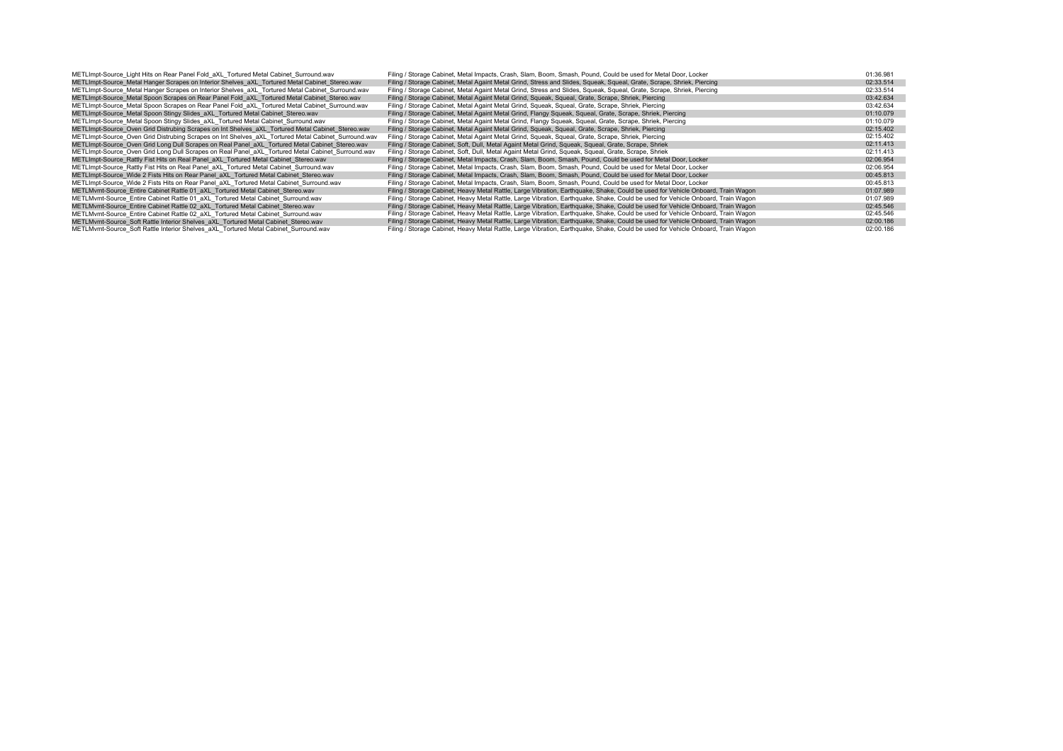| | | |
|---|---|---|
| METLImpt-Source_Light Hits on Rear Panel Fold_aXL_Tortured Metal Cabinet_Surround.wav | Filing / Storage Cabinet, Metal Impacts, Crash, Slam, Boom, Smash, Pound, Could be used for Metal Door, Locker | 01:36.981 |
| METLImpt-Source_Metal Hanger Scrapes on Interior Shelves_aXL_Tortured Metal Cabinet_Stereo.wav | Filing / Storage Cabinet, Metal Againt Metal Grind, Stress and Slides, Squeak, Squeal, Grate, Scrape, Shriek, Piercing | 02:33.514 |
| METLImpt-Source_Metal Hanger Scrapes on Interior Shelves_aXL_Tortured Metal Cabinet_Surround.wav | Filing / Storage Cabinet, Metal Againt Metal Grind, Stress and Slides, Squeak, Squeal, Grate, Scrape, Shriek, Piercing | 02:33.514 |
| METLImpt-Source_Metal Spoon Scrapes on Rear Panel Fold_aXL_Tortured Metal Cabinet_Stereo.wav | Filing / Storage Cabinet, Metal Againt Metal Grind, Squeak, Squeal, Grate, Scrape, Shriek, Piercing | 03:42.634 |
| METLImpt-Source_Metal Spoon Scrapes on Rear Panel Fold_aXL_Tortured Metal Cabinet_Surround.wav | Filing / Storage Cabinet, Metal Againt Metal Grind, Squeak, Squeal, Grate, Scrape, Shriek, Piercing | 03:42.634 |
| METLImpt-Source_Metal Spoon Stingy Slides_aXL_Tortured Metal Cabinet_Stereo.wav | Filing / Storage Cabinet, Metal Againt Metal Grind, Flangy Squeak, Squeal, Grate, Scrape, Shriek, Piercing | 01:10.079 |
| METLImpt-Source_Metal Spoon Stingy Slides_aXL_Tortured Metal Cabinet_Surround.wav | Filing / Storage Cabinet, Metal Againt Metal Grind, Flangy Squeak, Squeal, Grate, Scrape, Shriek, Piercing | 01:10.079 |
| METLImpt-Source_Oven Grid Distrubing Scrapes on Int Shelves_aXL_Tortured Metal Cabinet_Stereo.wav | Filing / Storage Cabinet, Metal Againt Metal Grind, Squeak, Squeal, Grate, Scrape, Shriek, Piercing | 02:15.402 |
| METLImpt-Source_Oven Grid Distrubing Scrapes on Int Shelves_aXL_Tortured Metal Cabinet_Surround.wav | Filing / Storage Cabinet, Metal Againt Metal Grind, Squeak, Squeal, Grate, Scrape, Shriek, Piercing | 02:15.402 |
| METLImpt-Source_Oven Grid Long Dull Scrapes on Real Panel_aXL_Tortured Metal Cabinet_Stereo.wav | Filing / Storage Cabinet, Soft, Dull, Metal Againt Metal Grind, Squeak, Squeal, Grate, Scrape, Shriek | 02:11.413 |
| METLImpt-Source_Oven Grid Long Dull Scrapes on Real Panel_aXL_Tortured Metal Cabinet_Surround.wav | Filing / Storage Cabinet, Soft, Dull, Metal Againt Metal Grind, Squeak, Squeal, Grate, Scrape, Shriek | 02:11.413 |
| METLImpt-Source_Rattly Fist Hits on Real Panel_aXL_Tortured Metal Cabinet_Stereo.wav | Filing / Storage Cabinet, Metal Impacts, Crash, Slam, Boom, Smash, Pound, Could be used for Metal Door, Locker | 02:06.954 |
| METLImpt-Source_Rattly Fist Hits on Real Panel_aXL_Tortured Metal Cabinet_Surround.wav | Filing / Storage Cabinet, Metal Impacts, Crash, Slam, Boom, Smash, Pound, Could be used for Metal Door, Locker | 02:06.954 |
| METLImpt-Source_Wide 2 Fists Hits on Rear Panel_aXL_Tortured Metal Cabinet_Stereo.wav | Filing / Storage Cabinet, Metal Impacts, Crash, Slam, Boom, Smash, Pound, Could be used for Metal Door, Locker | 00:45.813 |
| METLImpt-Source_Wide 2 Fists Hits on Rear Panel_aXL_Tortured Metal Cabinet_Surround.wav | Filing / Storage Cabinet, Metal Impacts, Crash, Slam, Boom, Smash, Pound, Could be used for Metal Door, Locker | 00:45.813 |
| METLMvmt-Source_Entire Cabinet Rattle 01_aXL_Tortured Metal Cabinet_Stereo.wav | Filing / Storage Cabinet, Heavy Metal Rattle, Large Vibration, Earthquake, Shake, Could be used for Vehicle Onboard, Train Wagon | 01:07.989 |
| METLMvmt-Source_Entire Cabinet Rattle 01_aXL_Tortured Metal Cabinet_Surround.wav | Filing / Storage Cabinet, Heavy Metal Rattle, Large Vibration, Earthquake, Shake, Could be used for Vehicle Onboard, Train Wagon | 01:07.989 |
| METLMvmt-Source_Entire Cabinet Rattle 02_aXL_Tortured Metal Cabinet_Stereo.wav | Filing / Storage Cabinet, Heavy Metal Rattle, Large Vibration, Earthquake, Shake, Could be used for Vehicle Onboard, Train Wagon | 02:45.546 |
| METLMvmt-Source_Entire Cabinet Rattle 02_aXL_Tortured Metal Cabinet_Surround.wav | Filing / Storage Cabinet, Heavy Metal Rattle, Large Vibration, Earthquake, Shake, Could be used for Vehicle Onboard, Train Wagon | 02:45.546 |
| METLMvmt-Source_Soft Rattle Interior Shelves_aXL_Tortured Metal Cabinet_Stereo.wav | Filing / Storage Cabinet, Heavy Metal Rattle, Large Vibration, Earthquake, Shake, Could be used for Vehicle Onboard, Train Wagon | 02:00.186 |
| METLMvmt-Source_Soft Rattle Interior Shelves_aXL_Tortured Metal Cabinet_Surround.wav | Filing / Storage Cabinet, Heavy Metal Rattle, Large Vibration, Earthquake, Shake, Could be used for Vehicle Onboard, Train Wagon | 02:00.186 |